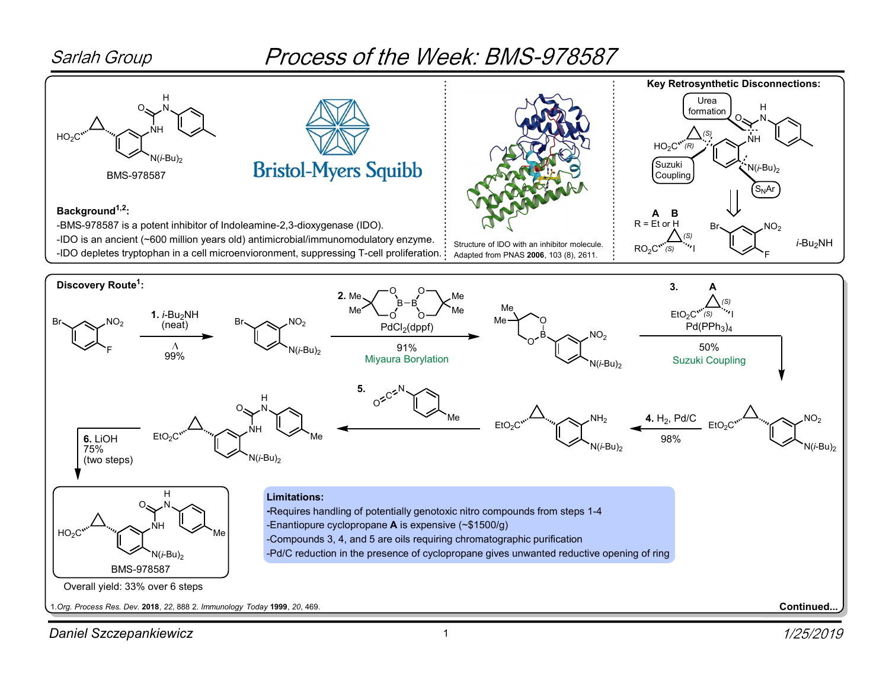# Process of the Week: BMS-978587

Sarlah Group

BMS-978587

Bristol-Myers Squibb

**Background**[1,2]**:**

-BMS-978587 is a potent inhibitor of Indoleamine-2,3-dioxygenase (IDO).

-IDO is an ancient (~600 million years old) antimicrobial/immunomodulatory enzyme.

-IDO depletes tryptophan in a cell microenvioronment, suppressing T-cell proliferation.

Structure of IDO with an inhibitor molecule. Adapted from PNAS **2006**, 103 (8), 2611.

**Key Retrosynthetic Disconnections:**

Urea formation

Suzuki Coupling

$S_NAr$

**A** **B**

R = Et or H

$i$-$Bu_2NH$

**Discovery Route**[1]**:**

**1.** $i$-$Bu_2NH$ (neat), Δ, 99%

**2.** $PdCl_2(dppf)$, 91%, Miyaura Borylation

**3.** **A**, $Pd(PPh_3)_4$, 50%, Suzuki Coupling

**4.** $H_2$, Pd/C, 98%

**5.**

**6.** LiOH, 75% (two steps)

BMS-978587

Overall yield: 33% over 6 steps

**Limitations:**

-Requires handling of potentially genotoxic nitro compounds from steps 1-4

-Enantiopure cyclopropane **A** is expensive (~$1500/g)

-Compounds 3, 4, and 5 are oils requiring chromatographic purification

-Pd/C reduction in the presence of cyclopropane gives unwanted reductive opening of ring

1.*Org. Process Res. Dev.* **2018**, *22*, 888 2. *Immunology Today* **1999**, *20*, 469.

**Continued...**

Daniel Szczepankiewicz

1/25/2019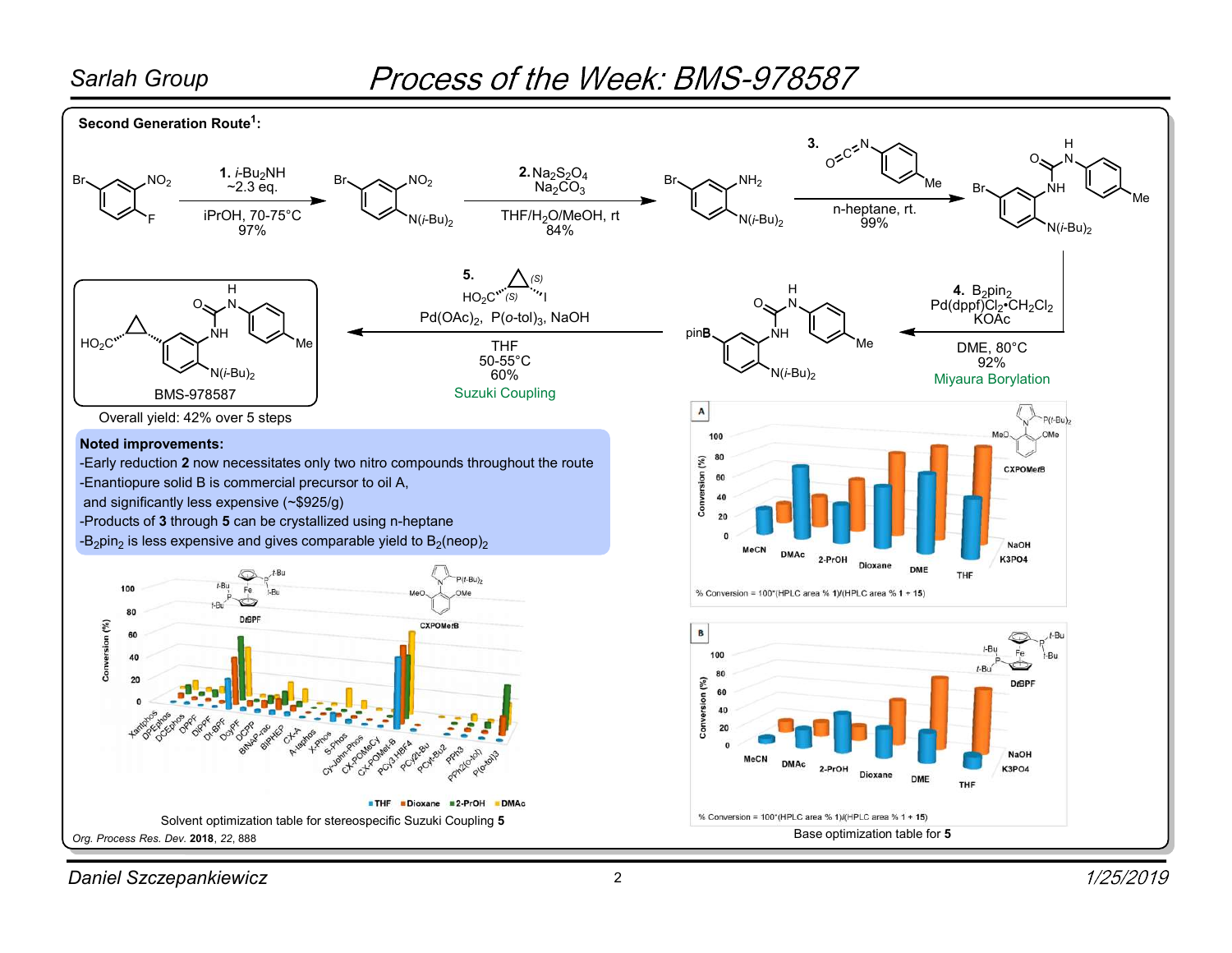**Second Generation Route**[1]**:**

**1.** *i*-Bu$_2$NH ~2.3 eq.
iPrOH, 70-75°C
97%

**2.** $Na_2S_2O_4$ $Na_2CO_3$
THF/$H_2O$/MeOH, rt
84%

**3.** n-heptane, rt.
99%

**4.** $B_2pin_2$ Pd(dppf)$Cl_2$•$CH_2Cl_2$ KOAc
DME, 80°C
92%
Miyaura Borylation

**5.** Pd(OAc)$_2$, P(*o*-tol)$_3$, NaOH
THF
50-55°C
60%
Suzuki Coupling

BMS-978587

Overall yield: 42% over 5 steps

**Noted improvements:**

- Early reduction **2** now necessitates only two nitro compounds throughout the route
- Enantiopure solid B is commercial precursor to oil A, and significantly less expensive (~$925/g)
- Products of **3** through **5** can be crystallized using n-heptane
- $B_2pin_2$ is less expensive and gives comparable yield to $B_2(neop)_2$

A

100
80
60
40
20
0
Conversion (%)
CXPOMetB
MeCN
DMAc
2-PrOH
Dioxane
DME
THF
NaOH
K3PO4

% Conversion = 100*(HPLC area % 1)/(HPLC area % 1 + 15)

B

100
80
60
40
20
0
Conversion (%)
DtBPF
MeCN
DMAc
2-PrOH
Dioxane
DME
THF
NaOH
K3PO4

% Conversion = 100*(HPLC area % 1)/(HPLC area % 1 + 15)

Base optimization table for **5**

100
80
60
40
20
0
Conversion (%)
DtBPF
CXPOMetB
Xantphos
DPEphos
DCEphos
DPPF
DiPPF
Di-BPF
DcyPF
DCPP
BINAP-rac
BIPHEP
CX-A
A-taphos
X-Phos
S-Phos
Cy-John-Phos
CX-POMeCy
CX-POMet-B
PCy3.HBF4
PCy2t-Bu
PCyt-Bu2
PPh3
PPh2(o-tol)
P(o-tol)3

THF Dioxane 2-PrOH DMAc

Solvent optimization table for stereospecific Suzuki Coupling **5**

*Org. Process Res. Dev.* **2018**, 22, 888